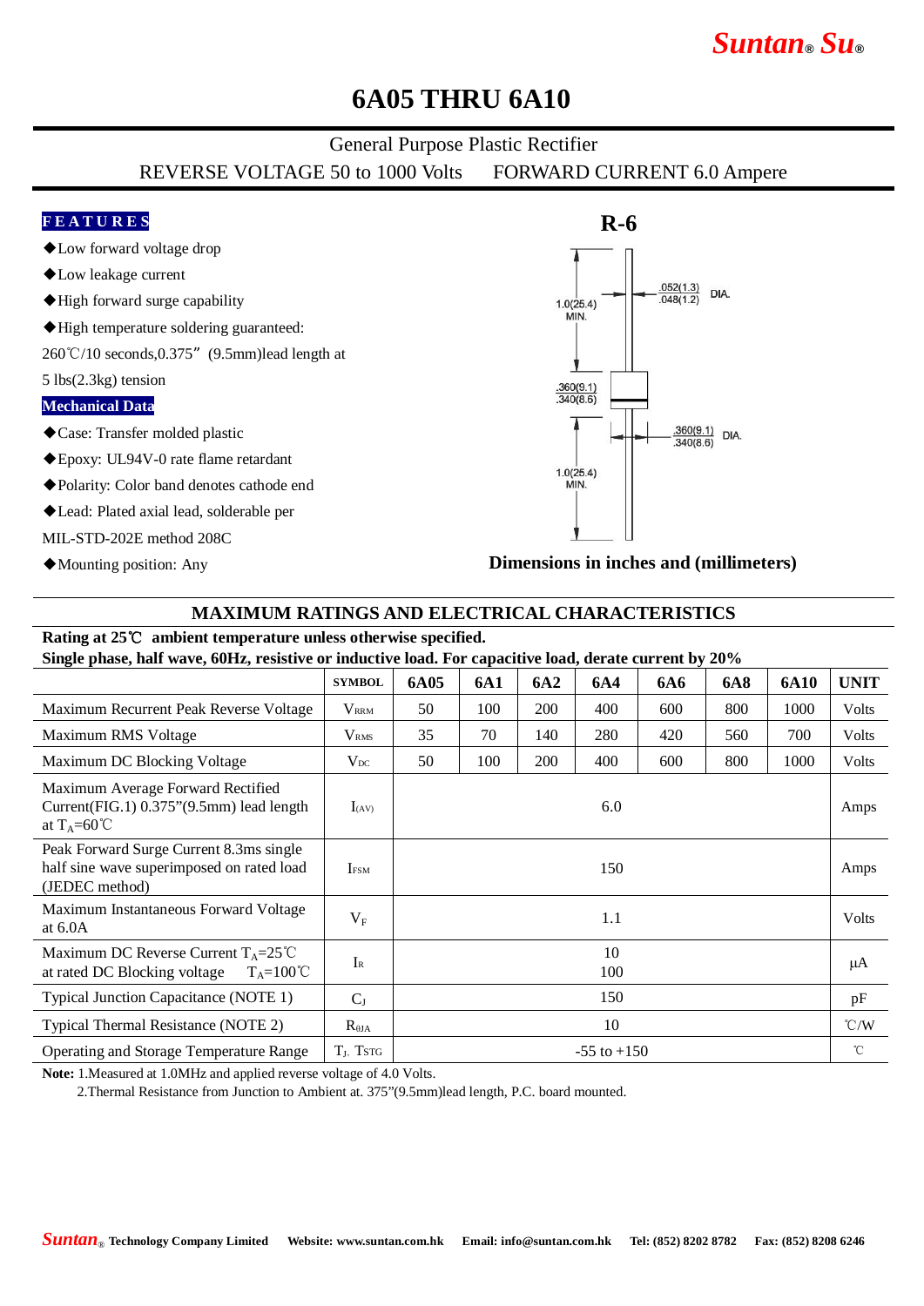# 6A05 THRU 6A10

General Purpose Plastic Rectifier

REVERSE VOLTAGE 50 to 1000 Volts FORWARD CURRENT 6.0 Ampere

## FEATURES

- ◆Low forward voltage drop
- ◆Low leakage current
- ◆High forward surge capability
- ◆High temperature soldering guaranteed: 260℃/10 seconds,0.375"(9.5mm)lead length at 5 lbs(2.3kg) tension

## Mechanical Data

- ◆Case: Transfer molded plastic
- ◆Epoxy: UL94V-0 rate flame retardant
- ◆Polarity: Color band denotes cathode end
- ◆Lead: Plated axial lead, solderable per MIL-STD-202E method 208C
- ◆Mounting position: Any

**R-6**

1.0(25.4) MIN.

.052(1.3) .048(1.2) DIA.

.360(9.1) .340(8.6)

.360(9.1) .340(8.6) DIA.

1.0(25.4) MIN.

**Dimensions in inches and (millimeters)**

## MAXIMUM RATINGS AND ELECTRICAL CHARACTERISTICS

**Rating at 25℃ ambient temperature unless otherwise specified.**
**Single phase, half wave, 60Hz, resistive or inductive load. For capacitive load, derate current by 20%**

| | SYMBOL | 6A05 | 6A1 | 6A2 | 6A4 | 6A6 | 6A8 | 6A10 | UNIT |
|---|---|---|---|---|---|---|---|---|---|
| Maximum Recurrent Peak Reverse Voltage | $V_{RRM}$ | 50 | 100 | 200 | 400 | 600 | 800 | 1000 | Volts |
| Maximum RMS Voltage | $V_{RMS}$ | 35 | 70 | 140 | 280 | 420 | 560 | 700 | Volts |
| Maximum DC Blocking Voltage | $V_{DC}$ | 50 | 100 | 200 | 400 | 600 | 800 | 1000 | Volts |
| Maximum Average Forward Rectified Current(FIG.1) 0.375"(9.5mm) lead length at $T_A$=60℃ | $I_{(AV)}$ | 6.0 | | | | | | | Amps |
| Peak Forward Surge Current 8.3ms single half sine wave superimposed on rated load (JEDEC method) | $I_{FSM}$ | 150 | | | | | | | Amps |
| Maximum Instantaneous Forward Voltage at 6.0A | $V_F$ | 1.1 | | | | | | | Volts |
| Maximum DC Reverse Current $T_A$=25℃ at rated DC Blocking voltage $T_A$=100℃ | $I_R$ | 10<br>100 | | | | | | | μA |
| Typical Junction Capacitance (NOTE 1) | $C_J$ | 150 | | | | | | | pF |
| Typical Thermal Resistance (NOTE 2) | $R_{\theta JA}$ | 10 | | | | | | | ℃/W |
| Operating and Storage Temperature Range | $T_J$, $T_{STG}$ | -55 to +150 | | | | | | | ℃ |

**Note:** 1.Measured at 1.0MHz and applied reverse voltage of 4.0 Volts.

2.Thermal Resistance from Junction to Ambient at. 375"(9.5mm)lead length, P.C. board mounted.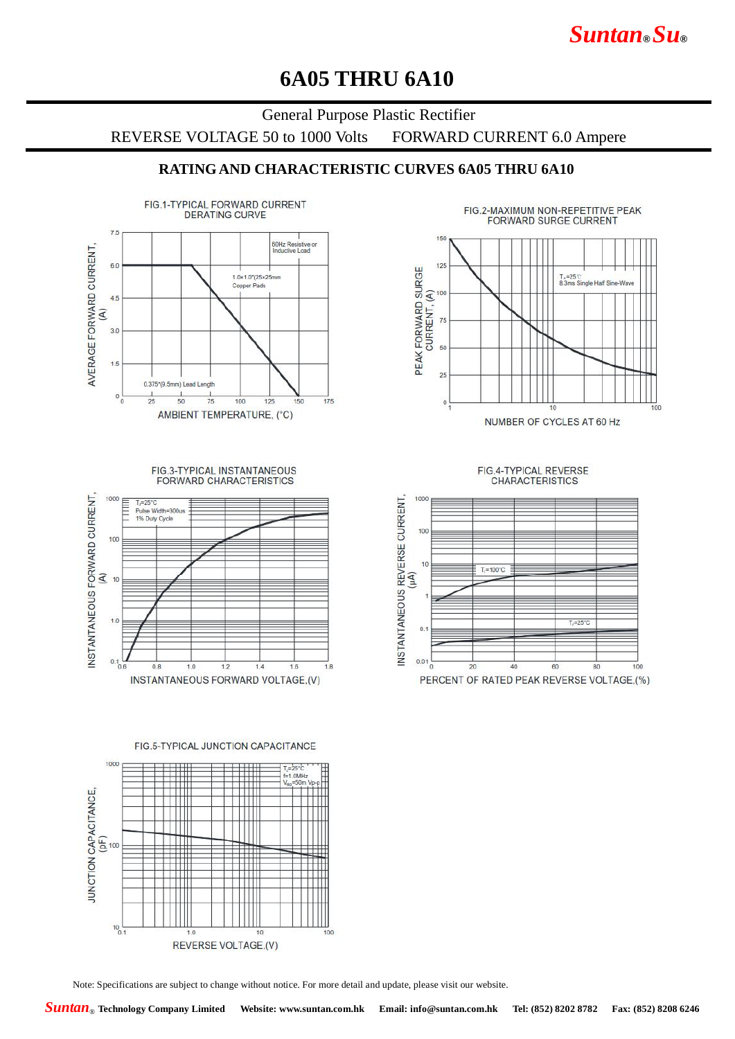# 6A05 THRU 6A10

General Purpose Plastic Rectifier

REVERSE VOLTAGE 50 to 1000 Volts    FORWARD CURRENT 6.0 Ampere

## RATING AND CHARACTERISTIC CURVES 6A05 THRU 6A10

FIG.1-TYPICAL FORWARD CURRENT DERATING CURVE

AVERAGE FORWARD CURRENT, (A)

7.5
6.0
4.5
3.0
1.5
0

60Hz Resistive or Inductive Load

1.0×1.0"(25×25mm Copper Pads

0.375"(9.5mm) Lead Length

0 25 50 75 100 125 150 175

AMBIENT TEMPERATURE, (°C)

FIG.2-MAXIMUM NON-REPETITIVE PEAK FORWARD SURGE CURRENT

PEAK FORWARD SURGE CURRENT, (A)

150
125
100
75
50
25
0

$T_A$=25°C
8.3ms Single Half Sine-Wave

1 10 100

NUMBER OF CYCLES AT 60 Hz

FIG.3-TYPICAL INSTANTANEOUS FORWARD CHARACTERISTICS

INSTANTANEOUS FORWARD CURRENT, (A)

1000
100
10
1.0
0.1

$T_J$=25°C
Pulse Width=300us
1% Duty Cycle

0.6 0.8 1.0 1.2 1.4 1.6 1.8

INSTANTANEOUS FORWARD VOLTAGE,(V)

FIG.4-TYPICAL REVERSE CHARACTERISTICS

INSTANTANEOUS REVERSE CURRENT, (μA)

1000
100
10
1
0.1
0.01

$T_J$=100°C

$T_J$=25°C

0 20 40 60 80 100

PERCENT OF RATED PEAK REVERSE VOLTAGE,(%)

FIG.5-TYPICAL JUNCTION CAPACITANCE

JUNCTION CAPACITANCE, (pF)

1000
100
10

$T_J$=25°C
f=1.0MHz
$V_{sig}$=50m Vp-p

0.1 1.0 10 100

REVERSE VOLTAGE,(V)

Note: Specifications are subject to change without notice. For more detail and update, please visit our website.

Suntan® Technology Company Limited    Website: www.suntan.com.hk    Email: info@suntan.com.hk    Tel: (852) 8202 8782    Fax: (852) 8208 6246